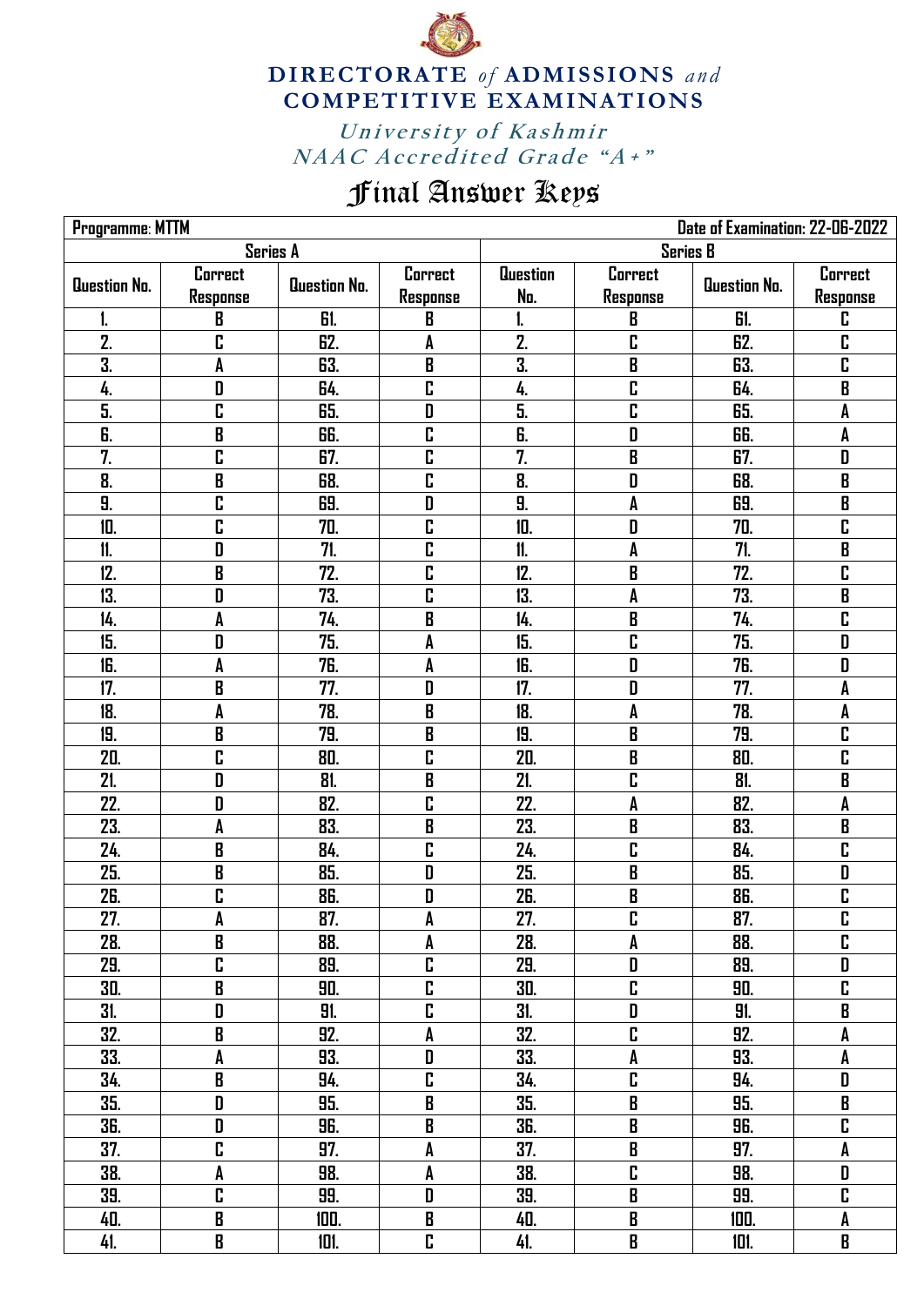# DIRECTORATE *of* ADMISSIONS *and* COMPETITIVE EXAMINATIONS

*University of Kashmir*
*NAAC Accredited Grade "A+"*

# Final Answer Keys

| Programme: MTTM | | | | | | Date of Examination: 22-06-2022 | |
|---|---|---|---|---|---|---|---|
| Series A | | | | Series B | | | |
| Question No. | Correct Response | Question No. | Correct Response | Question No. | Correct Response | Question No. | Correct Response |
| 1. | B | 61. | B | 1. | B | 61. | C |
| 2. | C | 62. | A | 2. | C | 62. | C |
| 3. | A | 63. | B | 3. | B | 63. | C |
| 4. | D | 64. | C | 4. | C | 64. | B |
| 5. | C | 65. | D | 5. | C | 65. | A |
| 6. | B | 66. | C | 6. | D | 66. | A |
| 7. | C | 67. | C | 7. | B | 67. | D |
| 8. | B | 68. | C | 8. | D | 68. | B |
| 9. | C | 69. | D | 9. | A | 69. | B |
| 10. | C | 70. | C | 10. | D | 70. | C |
| 11. | D | 71. | C | 11. | A | 71. | B |
| 12. | B | 72. | C | 12. | B | 72. | C |
| 13. | D | 73. | C | 13. | A | 73. | B |
| 14. | A | 74. | B | 14. | B | 74. | C |
| 15. | D | 75. | A | 15. | C | 75. | D |
| 16. | A | 76. | A | 16. | D | 76. | D |
| 17. | B | 77. | D | 17. | D | 77. | A |
| 18. | A | 78. | B | 18. | A | 78. | A |
| 19. | B | 79. | B | 19. | B | 79. | C |
| 20. | C | 80. | C | 20. | B | 80. | C |
| 21. | D | 81. | B | 21. | C | 81. | B |
| 22. | D | 82. | C | 22. | A | 82. | A |
| 23. | A | 83. | B | 23. | B | 83. | B |
| 24. | B | 84. | C | 24. | C | 84. | C |
| 25. | B | 85. | D | 25. | B | 85. | D |
| 26. | C | 86. | D | 26. | B | 86. | C |
| 27. | A | 87. | A | 27. | C | 87. | C |
| 28. | B | 88. | A | 28. | A | 88. | C |
| 29. | C | 89. | C | 29. | D | 89. | D |
| 30. | B | 90. | C | 30. | C | 90. | C |
| 31. | D | 91. | C | 31. | D | 91. | B |
| 32. | B | 92. | A | 32. | C | 92. | A |
| 33. | A | 93. | D | 33. | A | 93. | A |
| 34. | B | 94. | C | 34. | C | 94. | D |
| 35. | D | 95. | B | 35. | B | 95. | B |
| 36. | D | 96. | B | 36. | B | 96. | C |
| 37. | C | 97. | A | 37. | B | 97. | A |
| 38. | A | 98. | A | 38. | C | 98. | D |
| 39. | C | 99. | D | 39. | B | 99. | C |
| 40. | B | 100. | B | 40. | B | 100. | A |
| 41. | B | 101. | C | 41. | B | 101. | B |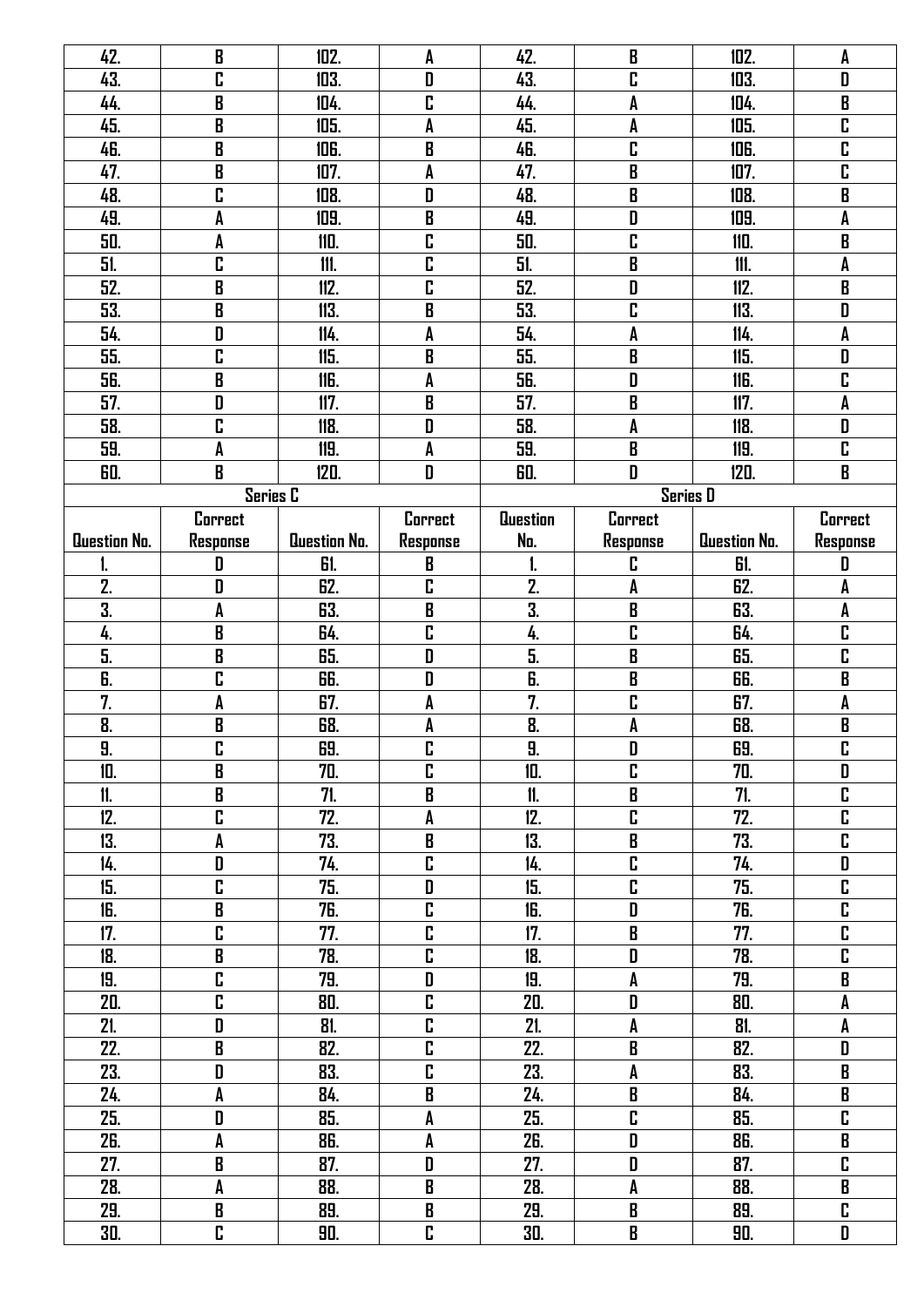| | | | | | | | |
|---|---|---|---|---|---|---|---|
| 42. | B | 102. | A | 42. | B | 102. | A |
| 43. | C | 103. | D | 43. | C | 103. | D |
| 44. | B | 104. | C | 44. | A | 104. | B |
| 45. | B | 105. | A | 45. | A | 105. | C |
| 46. | B | 106. | B | 46. | C | 106. | C |
| 47. | B | 107. | A | 47. | B | 107. | C |
| 48. | C | 108. | D | 48. | B | 108. | B |
| 49. | A | 109. | B | 49. | D | 109. | A |
| 50. | A | 110. | C | 50. | C | 110. | B |
| 51. | C | 111. | C | 51. | B | 111. | A |
| 52. | B | 112. | C | 52. | D | 112. | B |
| 53. | B | 113. | B | 53. | C | 113. | D |
| 54. | D | 114. | A | 54. | A | 114. | A |
| 55. | C | 115. | B | 55. | B | 115. | D |
| 56. | B | 116. | A | 56. | D | 116. | C |
| 57. | D | 117. | B | 57. | B | 117. | A |
| 58. | C | 118. | D | 58. | A | 118. | D |
| 59. | A | 119. | A | 59. | B | 119. | C |
| 60. | B | 120. | D | 60. | D | 120. | B |

| Series C | | | | Series D | | | |
|---|---|---|---|---|---|---|---|
| Question No. | Correct Response | Question No. | Correct Response | Question No. | Correct Response | Question No. | Correct Response |
| 1. | D | 61. | B | 1. | C | 61. | D |
| 2. | D | 62. | C | 2. | A | 62. | A |
| 3. | A | 63. | B | 3. | B | 63. | A |
| 4. | B | 64. | C | 4. | C | 64. | C |
| 5. | B | 65. | D | 5. | B | 65. | C |
| 6. | C | 66. | D | 6. | B | 66. | B |
| 7. | A | 67. | A | 7. | C | 67. | A |
| 8. | B | 68. | A | 8. | A | 68. | B |
| 9. | C | 69. | C | 9. | D | 69. | C |
| 10. | B | 70. | C | 10. | C | 70. | D |
| 11. | B | 71. | B | 11. | B | 71. | C |
| 12. | C | 72. | A | 12. | C | 72. | C |
| 13. | A | 73. | B | 13. | B | 73. | C |
| 14. | D | 74. | C | 14. | C | 74. | D |
| 15. | C | 75. | D | 15. | C | 75. | C |
| 16. | B | 76. | C | 16. | D | 76. | C |
| 17. | C | 77. | C | 17. | B | 77. | C |
| 18. | B | 78. | C | 18. | D | 78. | C |
| 19. | C | 79. | D | 19. | A | 79. | B |
| 20. | C | 80. | C | 20. | D | 80. | A |
| 21. | D | 81. | C | 21. | A | 81. | A |
| 22. | B | 82. | C | 22. | B | 82. | D |
| 23. | D | 83. | C | 23. | A | 83. | B |
| 24. | A | 84. | B | 24. | B | 84. | B |
| 25. | D | 85. | A | 25. | C | 85. | C |
| 26. | A | 86. | A | 26. | D | 86. | B |
| 27. | B | 87. | D | 27. | D | 87. | C |
| 28. | A | 88. | B | 28. | A | 88. | B |
| 29. | B | 89. | B | 29. | B | 89. | C |
| 30. | C | 90. | C | 30. | B | 90. | D |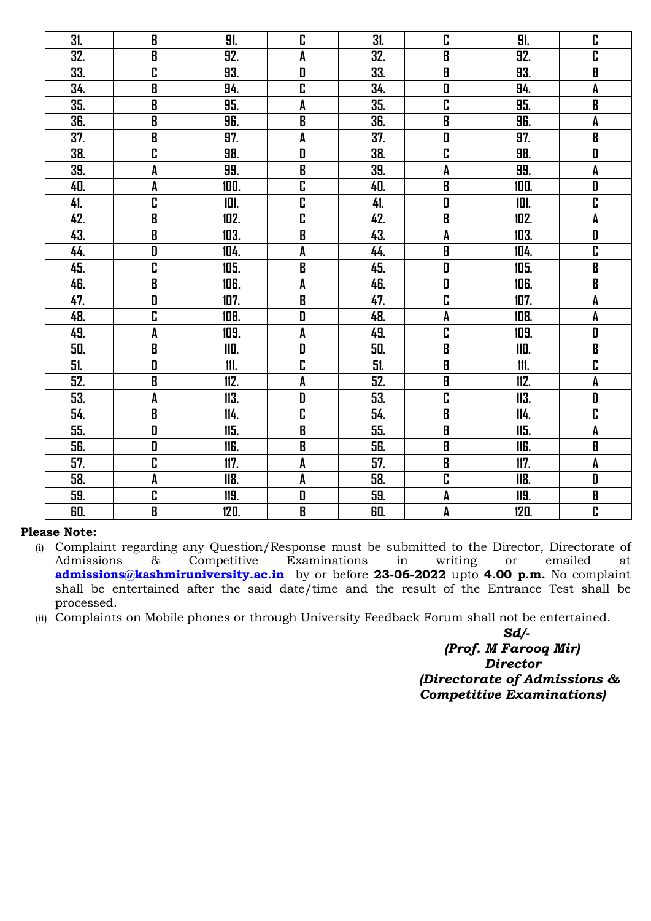| | | | | | | | |
|---|---|---|---|---|---|---|---|
| 31. | B | 91. | C | 31. | C | 91. | C |
| 32. | B | 92. | A | 32. | B | 92. | C |
| 33. | C | 93. | D | 33. | B | 93. | B |
| 34. | B | 94. | C | 34. | D | 94. | A |
| 35. | B | 95. | A | 35. | C | 95. | B |
| 36. | B | 96. | B | 36. | B | 96. | A |
| 37. | B | 97. | A | 37. | D | 97. | B |
| 38. | C | 98. | D | 38. | C | 98. | D |
| 39. | A | 99. | B | 39. | A | 99. | A |
| 40. | A | 100. | C | 40. | B | 100. | D |
| 41. | C | 101. | C | 41. | D | 101. | C |
| 42. | B | 102. | C | 42. | B | 102. | A |
| 43. | B | 103. | B | 43. | A | 103. | D |
| 44. | D | 104. | A | 44. | B | 104. | C |
| 45. | C | 105. | B | 45. | D | 105. | B |
| 46. | B | 106. | A | 46. | D | 106. | B |
| 47. | D | 107. | B | 47. | C | 107. | A |
| 48. | C | 108. | D | 48. | A | 108. | A |
| 49. | A | 109. | A | 49. | C | 109. | D |
| 50. | B | 110. | D | 50. | B | 110. | B |
| 51. | D | 111. | C | 51. | B | 111. | C |
| 52. | B | 112. | A | 52. | B | 112. | A |
| 53. | A | 113. | D | 53. | C | 113. | D |
| 54. | B | 114. | C | 54. | B | 114. | C |
| 55. | D | 115. | B | 55. | B | 115. | A |
| 56. | D | 116. | B | 56. | B | 116. | B |
| 57. | C | 117. | A | 57. | B | 117. | A |
| 58. | A | 118. | A | 58. | C | 118. | D |
| 59. | C | 119. | D | 59. | A | 119. | B |
| 60. | B | 120. | B | 60. | A | 120. | C |

**Please Note:**

(i) Complaint regarding any Question/Response must be submitted to the Director, Directorate of Admissions & Competitive Examinations in writing or emailed at **admissions@kashmiruniversity.ac.in** by or before **23-06-2022** upto **4.00 p.m.** No complaint shall be entertained after the said date/time and the result of the Entrance Test shall be processed.

(ii) Complaints on Mobile phones or through University Feedback Forum shall not be entertained.

***Sd/-***
***(Prof. M Farooq Mir)***
***Director***
***(Directorate of Admissions & Competitive Examinations)***